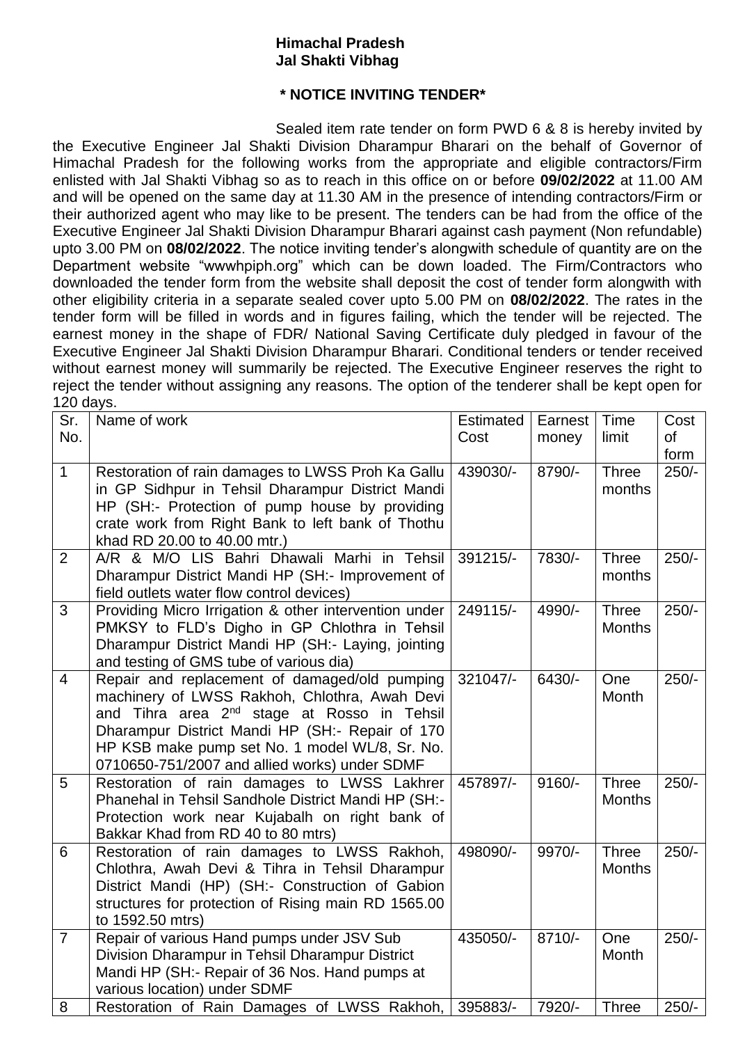**Himachal Pradesh**
**Jal Shakti Vibhag**

**\* NOTICE INVITING TENDER\***

Sealed item rate tender on form PWD 6 & 8 is hereby invited by the Executive Engineer Jal Shakti Division Dharampur Bharari on the behalf of Governor of Himachal Pradesh for the following works from the appropriate and eligible contractors/Firm enlisted with Jal Shakti Vibhag so as to reach in this office on or before **09/02/2022** at 11.00 AM and will be opened on the same day at 11.30 AM in the presence of intending contractors/Firm or their authorized agent who may like to be present. The tenders can be had from the office of the Executive Engineer Jal Shakti Division Dharampur Bharari against cash payment (Non refundable) upto 3.00 PM on **08/02/2022**. The notice inviting tender's alongwith schedule of quantity are on the Department website "wwwhpiph.org" which can be down loaded. The Firm/Contractors who downloaded the tender form from the website shall deposit the cost of tender form alongwith with other eligibility criteria in a separate sealed cover upto 5.00 PM on **08/02/2022**. The rates in the tender form will be filled in words and in figures failing, which the tender will be rejected. The earnest money in the shape of FDR/ National Saving Certificate duly pledged in favour of the Executive Engineer Jal Shakti Division Dharampur Bharari. Conditional tenders or tender received without earnest money will summarily be rejected. The Executive Engineer reserves the right to reject the tender without assigning any reasons. The option of the tenderer shall be kept open for 120 days.

| Sr. No. | Name of work | Estimated Cost | Earnest money | Time limit | Cost of form |
|---|---|---|---|---|---|
| 1 | Restoration of rain damages to LWSS Proh Ka Gallu in GP Sidhpur in Tehsil Dharampur District Mandi HP (SH:- Protection of pump house by providing crate work from Right Bank to left bank of Thothu khad RD 20.00 to 40.00 mtr.) | 439030/- | 8790/- | Three months | 250/- |
| 2 | A/R & M/O LIS Bahri Dhawali Marhi in Tehsil Dharampur District Mandi HP (SH:- Improvement of field outlets water flow control devices) | 391215/- | 7830/- | Three months | 250/- |
| 3 | Providing Micro Irrigation & other intervention under PMKSY to FLD's Digho in GP Chlothra in Tehsil Dharampur District Mandi HP (SH:- Laying, jointing and testing of GMS tube of various dia) | 249115/- | 4990/- | Three Months | 250/- |
| 4 | Repair and replacement of damaged/old pumping machinery of LWSS Rakhoh, Chlothra, Awah Devi and Tihra area 2nd stage at Rosso in Tehsil Dharampur District Mandi HP (SH:- Repair of 170 HP KSB make pump set No. 1 model WL/8, Sr. No. 0710650-751/2007 and allied works) under SDMF | 321047/- | 6430/- | One Month | 250/- |
| 5 | Restoration of rain damages to LWSS Lakhrer Phanehal in Tehsil Sandhole District Mandi HP (SH:- Protection work near Kujabalh on right bank of Bakkar Khad from RD 40 to 80 mtrs) | 457897/- | 9160/- | Three Months | 250/- |
| 6 | Restoration of rain damages to LWSS Rakhoh, Chlothra, Awah Devi & Tihra in Tehsil Dharampur District Mandi (HP) (SH:- Construction of Gabion structures for protection of Rising main RD 1565.00 to 1592.50 mtrs) | 498090/- | 9970/- | Three Months | 250/- |
| 7 | Repair of various Hand pumps under JSV Sub Division Dharampur in Tehsil Dharampur District Mandi HP (SH:- Repair of 36 Nos. Hand pumps at various location) under SDMF | 435050/- | 8710/- | One Month | 250/- |
| 8 | Restoration of Rain Damages of LWSS Rakhoh, | 395883/- | 7920/- | Three | 250/- |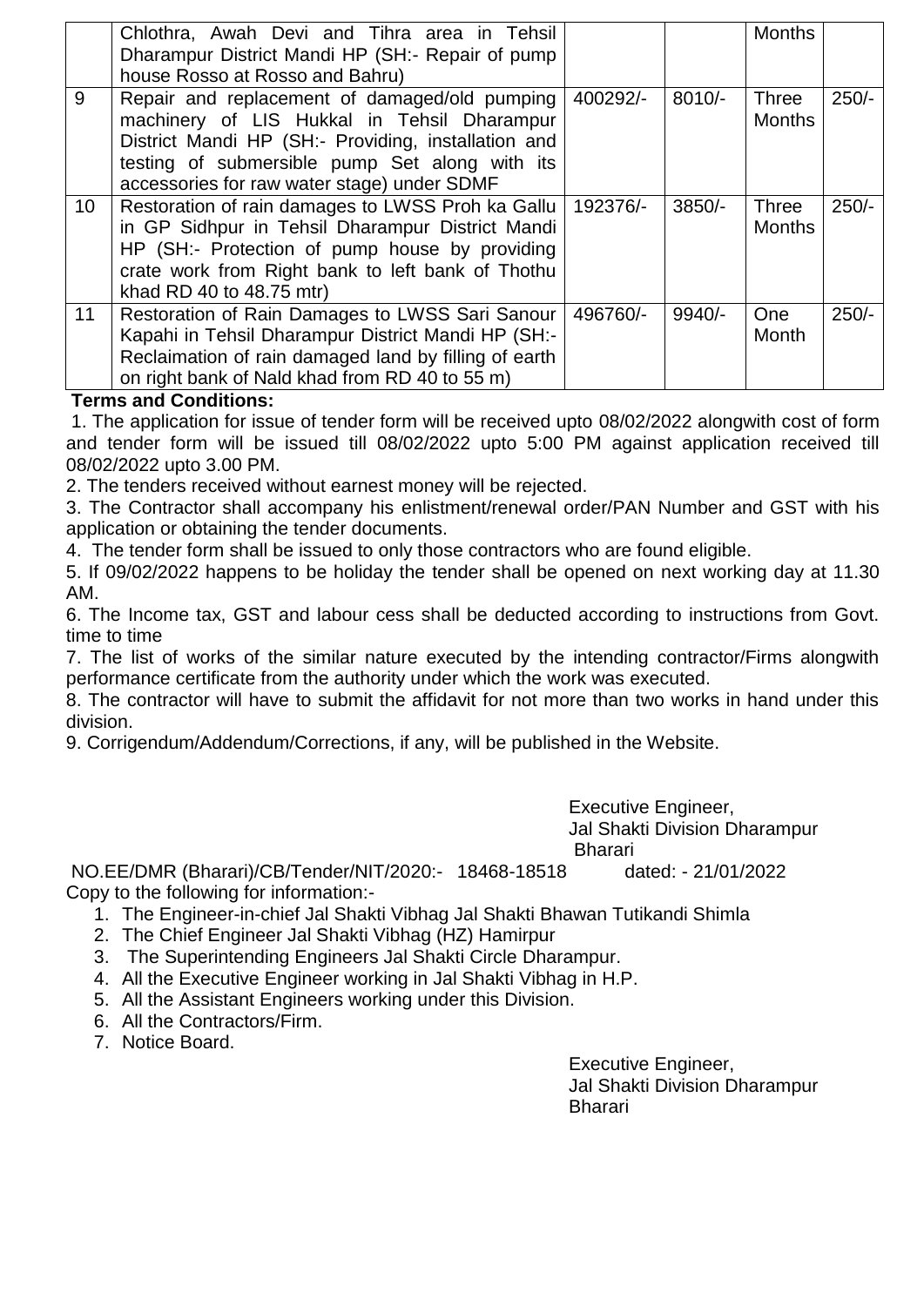| | | | | | |
|---|---|---|---|---|---|
| | Chlothra, Awah Devi and Tihra area in Tehsil Dharampur District Mandi HP (SH:- Repair of pump house Rosso at Rosso and Bahru) | | | Months | |
| 9 | Repair and replacement of damaged/old pumping machinery of LIS Hukkal in Tehsil Dharampur District Mandi HP (SH:- Providing, installation and testing of submersible pump Set along with its accessories for raw water stage) under SDMF | 400292/- | 8010/- | Three Months | 250/- |
| 10 | Restoration of rain damages to LWSS Proh ka Gallu in GP Sidhpur in Tehsil Dharampur District Mandi HP (SH:- Protection of pump house by providing crate work from Right bank to left bank of Thothu khad RD 40 to 48.75 mtr) | 192376/- | 3850/- | Three Months | 250/- |
| 11 | Restoration of Rain Damages to LWSS Sari Sanour Kapahi in Tehsil Dharampur District Mandi HP (SH:- Reclaimation of rain damaged land by filling of earth on right bank of Nald khad from RD 40 to 55 m) | 496760/- | 9940/- | One Month | 250/- |

**Terms and Conditions:**

1. The application for issue of tender form will be received upto 08/02/2022 alongwith cost of form and tender form will be issued till 08/02/2022 upto 5:00 PM against application received till 08/02/2022 upto 3.00 PM.
2. The tenders received without earnest money will be rejected.
3. The Contractor shall accompany his enlistment/renewal order/PAN Number and GST with his application or obtaining the tender documents.
4. The tender form shall be issued to only those contractors who are found eligible.
5. If 09/02/2022 happens to be holiday the tender shall be opened on next working day at 11.30 AM.
6. The Income tax, GST and labour cess shall be deducted according to instructions from Govt. time to time
7. The list of works of the similar nature executed by the intending contractor/Firms alongwith performance certificate from the authority under which the work was executed.
8. The contractor will have to submit the affidavit for not more than two works in hand under this division.
9. Corrigendum/Addendum/Corrections, if any, will be published in the Website.

Executive Engineer,
Jal Shakti Division Dharampur
Bharari

NO.EE/DMR (Bharari)/CB/Tender/NIT/2020:- 18468-18518 dated: - 21/01/2022

Copy to the following for information:-

1. The Engineer-in-chief Jal Shakti Vibhag Jal Shakti Bhawan Tutikandi Shimla
2. The Chief Engineer Jal Shakti Vibhag (HZ) Hamirpur
3. The Superintending Engineers Jal Shakti Circle Dharampur.
4. All the Executive Engineer working in Jal Shakti Vibhag in H.P.
5. All the Assistant Engineers working under this Division.
6. All the Contractors/Firm.
7. Notice Board.

Executive Engineer,
Jal Shakti Division Dharampur
Bharari